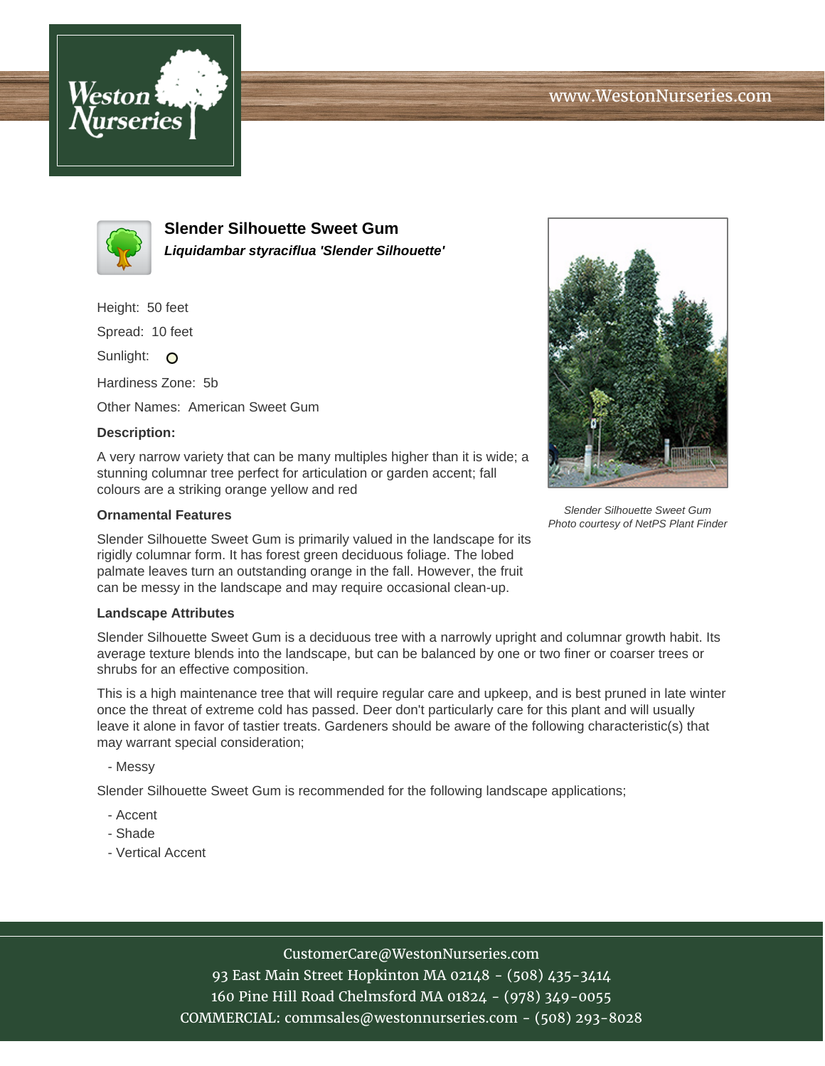www.WestonNurseries.com

# Slender Silhouette Sweet Gum

***Liquidambar styraciflua 'Slender Silhouette'***

Height: 50 feet

Spread: 10 feet

Sunlight:

Hardiness Zone: 5b

Other Names: American Sweet Gum

**Description:**

A very narrow variety that can be many multiples higher than it is wide; a stunning columnar tree perfect for articulation or garden accent; fall colours are a striking orange yellow and red

*Slender Silhouette Sweet Gum*
*Photo courtesy of NetPS Plant Finder*

**Ornamental Features**

Slender Silhouette Sweet Gum is primarily valued in the landscape for its rigidly columnar form. It has forest green deciduous foliage. The lobed palmate leaves turn an outstanding orange in the fall. However, the fruit can be messy in the landscape and may require occasional clean-up.

**Landscape Attributes**

Slender Silhouette Sweet Gum is a deciduous tree with a narrowly upright and columnar growth habit. Its average texture blends into the landscape, but can be balanced by one or two finer or coarser trees or shrubs for an effective composition.

This is a high maintenance tree that will require regular care and upkeep, and is best pruned in late winter once the threat of extreme cold has passed. Deer don't particularly care for this plant and will usually leave it alone in favor of tastier treats. Gardeners should be aware of the following characteristic(s) that may warrant special consideration;

- Messy

Slender Silhouette Sweet Gum is recommended for the following landscape applications;

- Accent
- Shade
- Vertical Accent

CustomerCare@WestonNurseries.com
93 East Main Street Hopkinton MA 02148 - (508) 435-3414
160 Pine Hill Road Chelmsford MA 01824 - (978) 349-0055
COMMERCIAL: commsales@westonnurseries.com - (508) 293-8028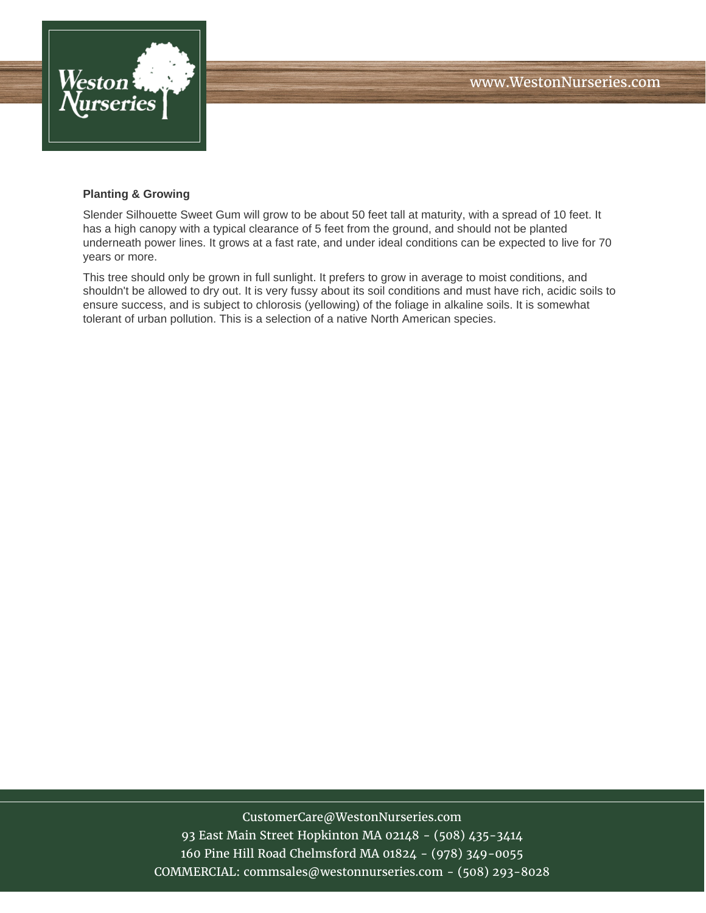### Planting & Growing

Slender Silhouette Sweet Gum will grow to be about 50 feet tall at maturity, with a spread of 10 feet. It has a high canopy with a typical clearance of 5 feet from the ground, and should not be planted underneath power lines. It grows at a fast rate, and under ideal conditions can be expected to live for 70 years or more.

This tree should only be grown in full sunlight. It prefers to grow in average to moist conditions, and shouldn't be allowed to dry out. It is very fussy about its soil conditions and must have rich, acidic soils to ensure success, and is subject to chlorosis (yellowing) of the foliage in alkaline soils. It is somewhat tolerant of urban pollution. This is a selection of a native North American species.